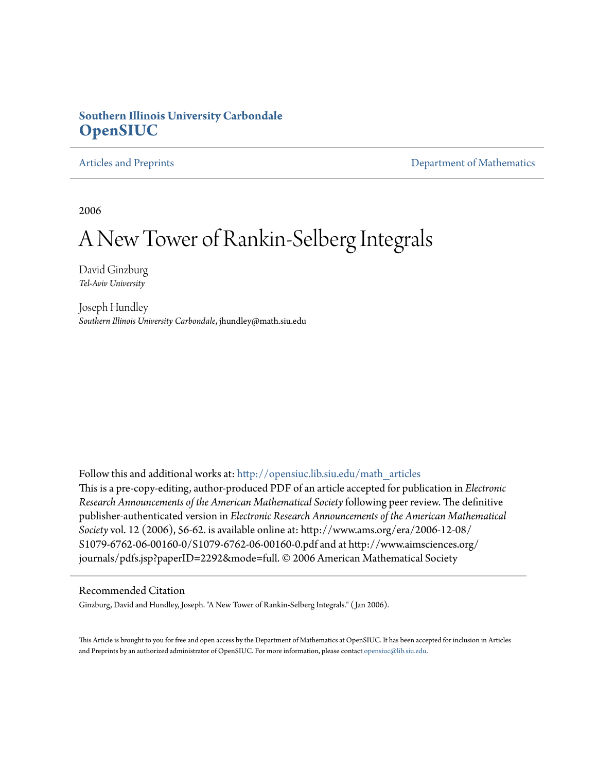**Southern Illinois University Carbondale**
**OpenSIUC**

Articles and Preprints — Department of Mathematics

2006

# A New Tower of Rankin-Selberg Integrals

David Ginzburg
*Tel-Aviv University*

Joseph Hundley
*Southern Illinois University Carbondale*, jhundley@math.siu.edu

Follow this and additional works at: http://opensiuc.lib.siu.edu/math_articles

This is a pre-copy-editing, author-produced PDF of an article accepted for publication in *Electronic Research Announcements of the American Mathematical Society* following peer review. The definitive publisher-authenticated version in *Electronic Research Announcements of the American Mathematical Society* vol. 12 (2006), 56-62. is available online at: http://www.ams.org/era/2006-12-08/S1079-6762-06-00160-0/S1079-6762-06-00160-0.pdf and at http://www.aimsciences.org/journals/pdfs.jsp?paperID=2292&mode=full. © 2006 American Mathematical Society

## Recommended Citation

Ginzburg, David and Hundley, Joseph. "A New Tower of Rankin-Selberg Integrals." ( Jan 2006).

This Article is brought to you for free and open access by the Department of Mathematics at OpenSIUC. It has been accepted for inclusion in Articles and Preprints by an authorized administrator of OpenSIUC. For more information, please contact opensiuc@lib.siu.edu.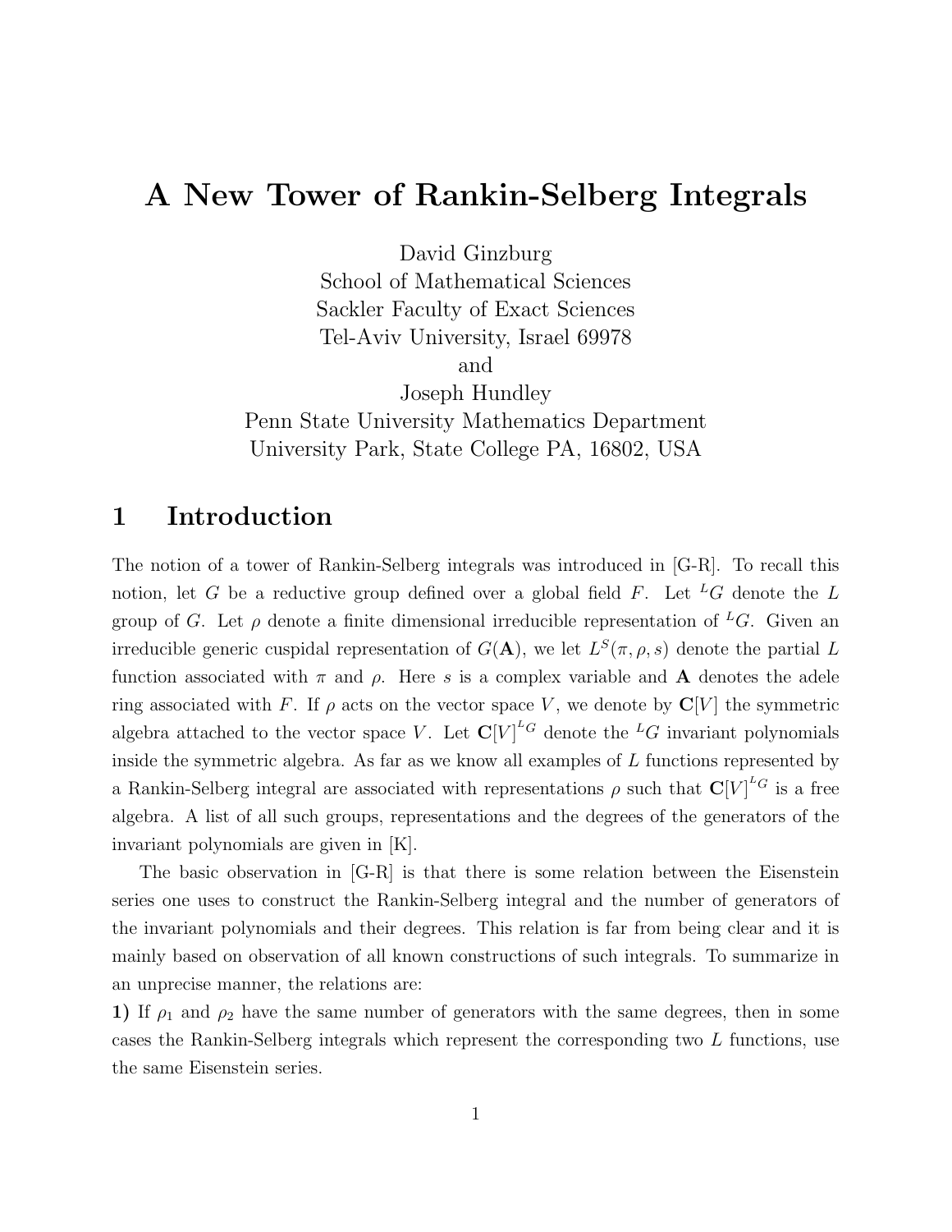# A New Tower of Rankin-Selberg Integrals

David Ginzburg
School of Mathematical Sciences
Sackler Faculty of Exact Sciences
Tel-Aviv University, Israel 69978
and
Joseph Hundley
Penn State University Mathematics Department
University Park, State College PA, 16802, USA

## 1 Introduction

The notion of a tower of Rankin-Selberg integrals was introduced in [G-R]. To recall this notion, let $G$ be a reductive group defined over a global field $F$. Let ${}^LG$ denote the $L$ group of $G$. Let $\rho$ denote a finite dimensional irreducible representation of ${}^LG$. Given an irreducible generic cuspidal representation of $G(\mathbf{A})$, we let $L^S(\pi, \rho, s)$ denote the partial $L$ function associated with $\pi$ and $\rho$. Here $s$ is a complex variable and $\mathbf{A}$ denotes the adele ring associated with $F$. If $\rho$ acts on the vector space $V$, we denote by $\mathbf{C}[V]$ the symmetric algebra attached to the vector space $V$. Let $\mathbf{C}[V]^{{}^LG}$ denote the ${}^LG$ invariant polynomials inside the symmetric algebra. As far as we know all examples of $L$ functions represented by a Rankin-Selberg integral are associated with representations $\rho$ such that $\mathbf{C}[V]^{{}^LG}$ is a free algebra. A list of all such groups, representations and the degrees of the generators of the invariant polynomials are given in [K].

The basic observation in [G-R] is that there is some relation between the Eisenstein series one uses to construct the Rankin-Selberg integral and the number of generators of the invariant polynomials and their degrees. This relation is far from being clear and it is mainly based on observation of all known constructions of such integrals. To summarize in an unprecise manner, the relations are:

**1)** If $\rho_1$ and $\rho_2$ have the same number of generators with the same degrees, then in some cases the Rankin-Selberg integrals which represent the corresponding two $L$ functions, use the same Eisenstein series.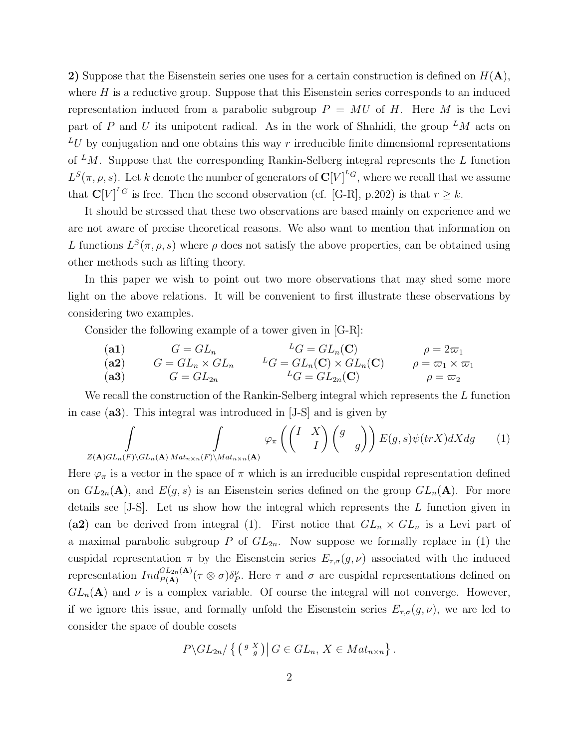**2)** Suppose that the Eisenstein series one uses for a certain construction is defined on $H(\mathbf{A})$, where $H$ is a reductive group. Suppose that this Eisenstein series corresponds to an induced representation induced from a parabolic subgroup $P = MU$ of $H$. Here $M$ is the Levi part of $P$ and $U$ its unipotent radical. As in the work of Shahidi, the group ${}^LM$ acts on ${}^LU$ by conjugation and one obtains this way $r$ irreducible finite dimensional representations of ${}^LM$. Suppose that the corresponding Rankin-Selberg integral represents the $L$ function $L^S(\pi, \rho, s)$. Let $k$ denote the number of generators of $\mathbf{C}[V]^{{}^LG}$, where we recall that we assume that $\mathbf{C}[V]^{{}^LG}$ is free. Then the second observation (cf. [G-R], p.202) is that $r \geq k$.

It should be stressed that these two observations are based mainly on experience and we are not aware of precise theoretical reasons. We also want to mention that information on $L$ functions $L^S(\pi, \rho, s)$ where $\rho$ does not satisfy the above properties, can be obtained using other methods such as lifting theory.

In this paper we wish to point out two more observations that may shed some more light on the above relations. It will be convenient to first illustrate these observations by considering two examples.

Consider the following example of a tower given in [G-R]:

| | | | |
|---|---|---|---|
| **(a1)** | $G = GL_n$ | ${}^LG = GL_n(\mathbf{C})$ | $\rho = 2\varpi_1$ |
| **(a2)** | $G = GL_n \times GL_n$ | ${}^LG = GL_n(\mathbf{C}) \times GL_n(\mathbf{C})$ | $\rho = \varpi_1 \times \varpi_1$ |
| **(a3)** | $G = GL_{2n}$ | ${}^LG = GL_{2n}(\mathbf{C})$ | $\rho = \varpi_2$ |

We recall the construction of the Rankin-Selberg integral which represents the $L$ function in case **(a3)**. This integral was introduced in [J-S] and is given by

$$\int\limits_{Z(\mathbf{A})GL_n(F)\backslash GL_n(\mathbf{A})} \; \int\limits_{Mat_{n\times n}(F)\backslash Mat_{n\times n}(\mathbf{A})} \varphi_\pi \left( \begin{pmatrix} I & X \\ & I \end{pmatrix} \begin{pmatrix} g & \\ & g \end{pmatrix} \right) E(g,s) \psi(trX) dX dg \qquad (1)$$

Here $\varphi_\pi$ is a vector in the space of $\pi$ which is an irreducible cuspidal representation defined on $GL_{2n}(\mathbf{A})$, and $E(g,s)$ is an Eisenstein series defined on the group $GL_n(\mathbf{A})$. For more details see [J-S]. Let us show how the integral which represents the $L$ function given in **(a2)** can be derived from integral (1). First notice that $GL_n \times GL_n$ is a Levi part of a maximal parabolic subgroup $P$ of $GL_{2n}$. Now suppose we formally replace in (1) the cuspidal representation $\pi$ by the Eisenstein series $E_{\tau,\sigma}(g,\nu)$ associated with the induced representation $Ind_{P(\mathbf{A})}^{GL_{2n}(\mathbf{A})}(\tau \otimes \sigma)\delta_P^\nu$. Here $\tau$ and $\sigma$ are cuspidal representations defined on $GL_n(\mathbf{A})$ and $\nu$ is a complex variable. Of course the integral will not converge. However, if we ignore this issue, and formally unfold the Eisenstein series $E_{\tau,\sigma}(g,\nu)$, we are led to consider the space of double cosets

$$P\backslash GL_{2n} / \left\{ \left( \begin{smallmatrix} g & X \\ & g \end{smallmatrix} \right) \middle| \, G \in GL_n, \, X \in Mat_{n\times n} \right\}.$$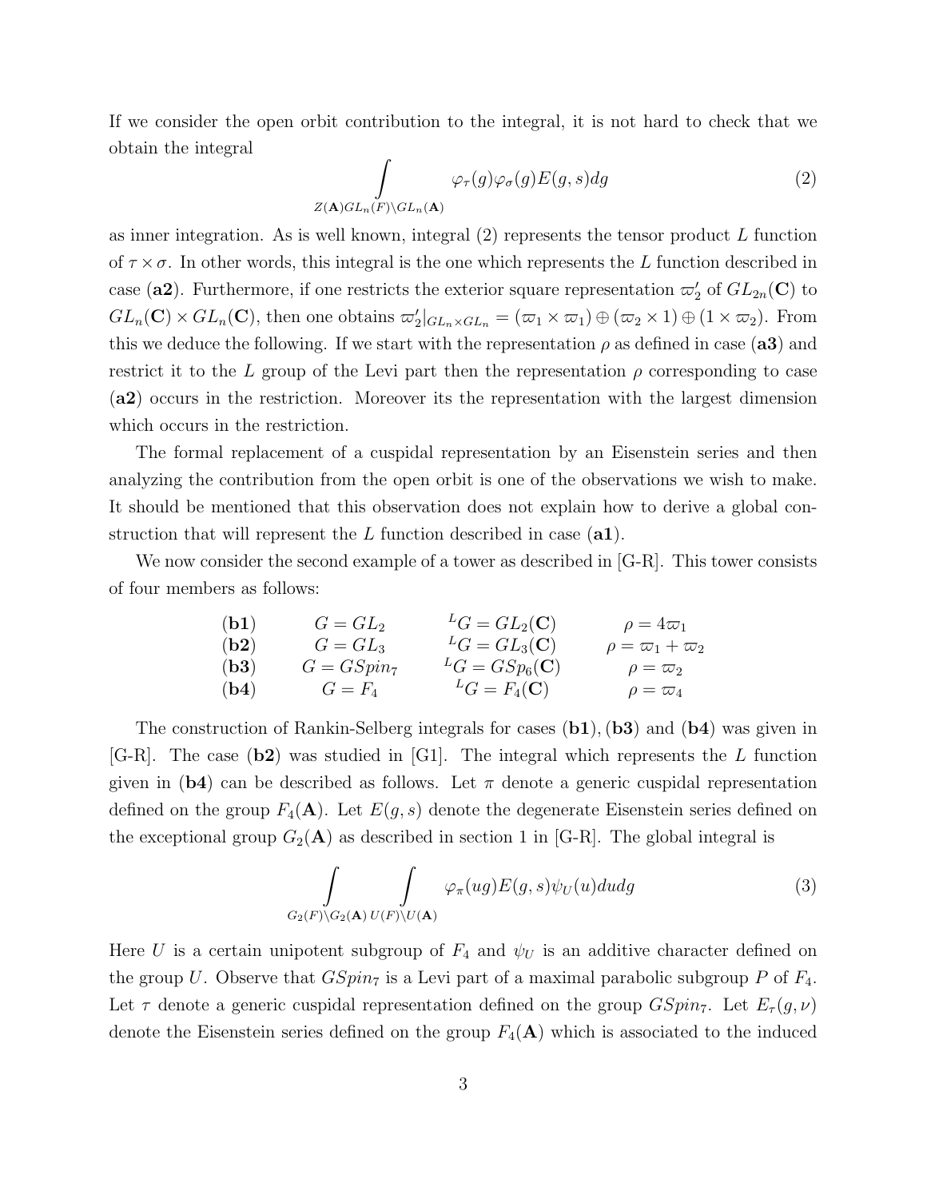If we consider the open orbit contribution to the integral, it is not hard to check that we obtain the integral

$$\int\limits_{Z(\mathbf{A})GL_n(F)\backslash GL_n(\mathbf{A})} \varphi_\tau(g)\varphi_\sigma(g)E(g,s)dg \tag{2}$$

as inner integration. As is well known, integral (2) represents the tensor product $L$ function of $\tau\times\sigma$. In other words, this integral is the one which represents the $L$ function described in case (**a2**). Furthermore, if one restricts the exterior square representation $\varpi_2'$ of $GL_{2n}(\mathbf{C})$ to $GL_n(\mathbf{C})\times GL_n(\mathbf{C})$, then one obtains $\varpi_2'|_{GL_n\times GL_n}=(\varpi_1\times\varpi_1)\oplus(\varpi_2\times 1)\oplus(1\times\varpi_2)$. From this we deduce the following. If we start with the representation $\rho$ as defined in case (**a3**) and restrict it to the $L$ group of the Levi part then the representation $\rho$ corresponding to case (**a2**) occurs in the restriction. Moreover its the representation with the largest dimension which occurs in the restriction.

The formal replacement of a cuspidal representation by an Eisenstein series and then analyzing the contribution from the open orbit is one of the observations we wish to make. It should be mentioned that this observation does not explain how to derive a global construction that will represent the $L$ function described in case (**a1**).

We now consider the second example of a tower as described in [G-R]. This tower consists of four members as follows:

| | | | |
|---|---|---|---|
| (**b1**) | $G=GL_2$ | ${}^LG=GL_2(\mathbf{C})$ | $\rho=4\varpi_1$ |
| (**b2**) | $G=GL_3$ | ${}^LG=GL_3(\mathbf{C})$ | $\rho=\varpi_1+\varpi_2$ |
| (**b3**) | $G=GSpin_7$ | ${}^LG=GSp_6(\mathbf{C})$ | $\rho=\varpi_2$ |
| (**b4**) | $G=F_4$ | ${}^LG=F_4(\mathbf{C})$ | $\rho=\varpi_4$ |

The construction of Rankin-Selberg integrals for cases (**b1**), (**b3**) and (**b4**) was given in [G-R]. The case (**b2**) was studied in [G1]. The integral which represents the $L$ function given in (**b4**) can be described as follows. Let $\pi$ denote a generic cuspidal representation defined on the group $F_4(\mathbf{A})$. Let $E(g,s)$ denote the degenerate Eisenstein series defined on the exceptional group $G_2(\mathbf{A})$ as described in section 1 in [G-R]. The global integral is

$$\int\limits_{G_2(F)\backslash G_2(\mathbf{A})}\ \int\limits_{U(F)\backslash U(\mathbf{A})} \varphi_\pi(ug)E(g,s)\psi_U(u)dudg \tag{3}$$

Here $U$ is a certain unipotent subgroup of $F_4$ and $\psi_U$ is an additive character defined on the group $U$. Observe that $GSpin_7$ is a Levi part of a maximal parabolic subgroup $P$ of $F_4$. Let $\tau$ denote a generic cuspidal representation defined on the group $GSpin_7$. Let $E_\tau(g,\nu)$ denote the Eisenstein series defined on the group $F_4(\mathbf{A})$ which is associated to the induced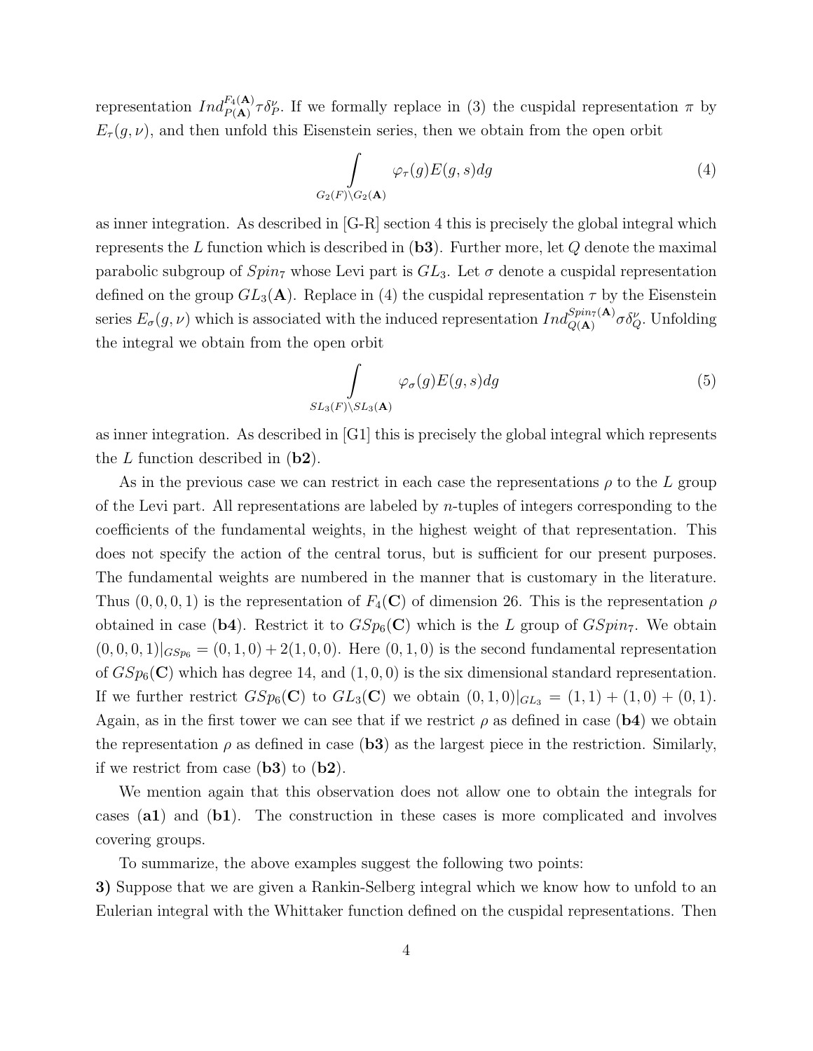representation $Ind_{P(\mathbf{A})}^{F_4(\mathbf{A})}\tau\delta_P^\nu$. If we formally replace in (3) the cuspidal representation $\pi$ by $E_\tau(g,\nu)$, and then unfold this Eisenstein series, then we obtain from the open orbit

$$\int\limits_{G_2(F)\backslash G_2(\mathbf{A})} \varphi_\tau(g)E(g,s)dg \tag{4}$$

as inner integration. As described in [G-R] section 4 this is precisely the global integral which represents the $L$ function which is described in (**b3**). Further more, let $Q$ denote the maximal parabolic subgroup of $Spin_7$ whose Levi part is $GL_3$. Let $\sigma$ denote a cuspidal representation defined on the group $GL_3(\mathbf{A})$. Replace in (4) the cuspidal representation $\tau$ by the Eisenstein series $E_\sigma(g,\nu)$ which is associated with the induced representation $Ind_{Q(\mathbf{A})}^{Spin_7(\mathbf{A})}\sigma\delta_Q^\nu$. Unfolding the integral we obtain from the open orbit

$$\int\limits_{SL_3(F)\backslash SL_3(\mathbf{A})} \varphi_\sigma(g)E(g,s)dg \tag{5}$$

as inner integration. As described in [G1] this is precisely the global integral which represents the $L$ function described in (**b2**).

As in the previous case we can restrict in each case the representations $\rho$ to the $L$ group of the Levi part. All representations are labeled by $n$-tuples of integers corresponding to the coefficients of the fundamental weights, in the highest weight of that representation. This does not specify the action of the central torus, but is sufficient for our present purposes. The fundamental weights are numbered in the manner that is customary in the literature. Thus $(0,0,0,1)$ is the representation of $F_4(\mathbf{C})$ of dimension 26. This is the representation $\rho$ obtained in case (**b4**). Restrict it to $GSp_6(\mathbf{C})$ which is the $L$ group of $GSpin_7$. We obtain $(0,0,0,1)|_{GSp_6} = (0,1,0) + 2(1,0,0)$. Here $(0,1,0)$ is the second fundamental representation of $GSp_6(\mathbf{C})$ which has degree 14, and $(1,0,0)$ is the six dimensional standard representation. If we further restrict $GSp_6(\mathbf{C})$ to $GL_3(\mathbf{C})$ we obtain $(0,1,0)|_{GL_3} = (1,1) + (1,0) + (0,1)$. Again, as in the first tower we can see that if we restrict $\rho$ as defined in case (**b4**) we obtain the representation $\rho$ as defined in case (**b3**) as the largest piece in the restriction. Similarly, if we restrict from case (**b3**) to (**b2**).

We mention again that this observation does not allow one to obtain the integrals for cases (**a1**) and (**b1**). The construction in these cases is more complicated and involves covering groups.

To summarize, the above examples suggest the following two points:

**3)** Suppose that we are given a Rankin-Selberg integral which we know how to unfold to an Eulerian integral with the Whittaker function defined on the cuspidal representations. Then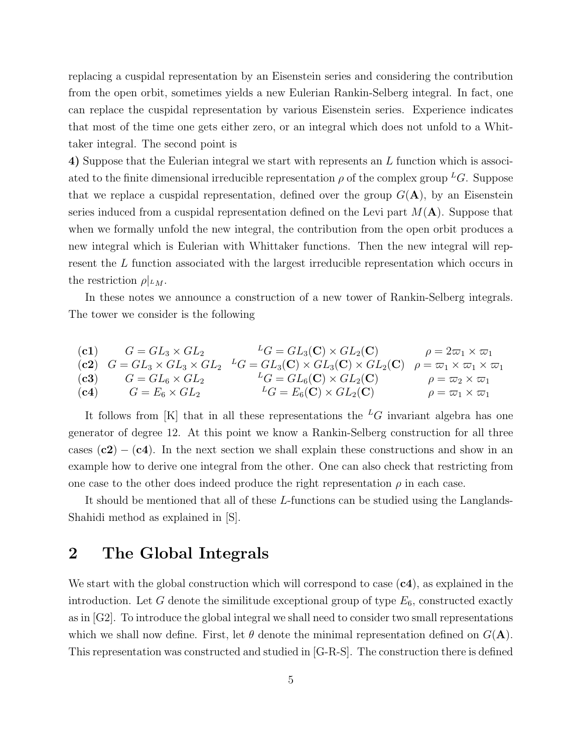replacing a cuspidal representation by an Eisenstein series and considering the contribution from the open orbit, sometimes yields a new Eulerian Rankin-Selberg integral. In fact, one can replace the cuspidal representation by various Eisenstein series. Experience indicates that most of the time one gets either zero, or an integral which does not unfold to a Whittaker integral. The second point is

**4)** Suppose that the Eulerian integral we start with represents an $L$ function which is associated to the finite dimensional irreducible representation $\rho$ of the complex group ${}^LG$. Suppose that we replace a cuspidal representation, defined over the group $G(\mathbf{A})$, by an Eisenstein series induced from a cuspidal representation defined on the Levi part $M(\mathbf{A})$. Suppose that when we formally unfold the new integral, the contribution from the open orbit produces a new integral which is Eulerian with Whittaker functions. Then the new integral will represent the $L$ function associated with the largest irreducible representation which occurs in the restriction $\rho|_{{}^LM}$.

In these notes we announce a construction of a new tower of Rankin-Selberg integrals. The tower we consider is the following

| | | | |
|---|---|---|---|
| **(c1)** | $G = GL_3 \times GL_2$ | ${}^LG = GL_3(\mathbf{C}) \times GL_2(\mathbf{C})$ | $\rho = 2\varpi_1 \times \varpi_1$ |
| **(c2)** | $G = GL_3 \times GL_3 \times GL_2$ | ${}^LG = GL_3(\mathbf{C}) \times GL_3(\mathbf{C}) \times GL_2(\mathbf{C})$ | $\rho = \varpi_1 \times \varpi_1 \times \varpi_1$ |
| **(c3)** | $G = GL_6 \times GL_2$ | ${}^LG = GL_6(\mathbf{C}) \times GL_2(\mathbf{C})$ | $\rho = \varpi_2 \times \varpi_1$ |
| **(c4)** | $G = E_6 \times GL_2$ | ${}^LG = E_6(\mathbf{C}) \times GL_2(\mathbf{C})$ | $\rho = \varpi_1 \times \varpi_1$ |

It follows from [K] that in all these representations the ${}^LG$ invariant algebra has one generator of degree 12. At this point we know a Rankin-Selberg construction for all three cases **(c2)** – **(c4)**. In the next section we shall explain these constructions and show in an example how to derive one integral from the other. One can also check that restricting from one case to the other does indeed produce the right representation $\rho$ in each case.

It should be mentioned that all of these $L$-functions can be studied using the Langlands-Shahidi method as explained in [S].

## 2 The Global Integrals

We start with the global construction which will correspond to case **(c4)**, as explained in the introduction. Let $G$ denote the similitude exceptional group of type $E_6$, constructed exactly as in [G2]. To introduce the global integral we shall need to consider two small representations which we shall now define. First, let $\theta$ denote the minimal representation defined on $G(\mathbf{A})$. This representation was constructed and studied in [G-R-S]. The construction there is defined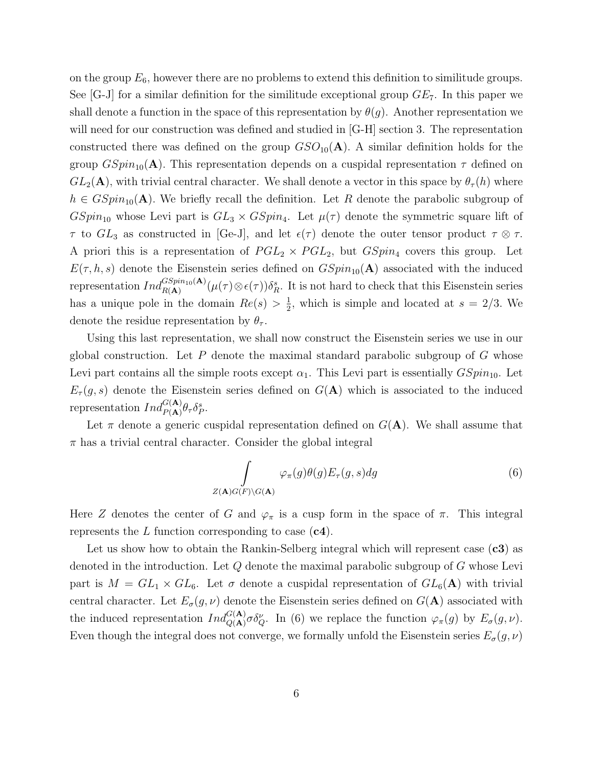on the group $E_6$, however there are no problems to extend this definition to similitude groups. See [G-J] for a similar definition for the similitude exceptional group $GE_7$. In this paper we shall denote a function in the space of this representation by $\theta(g)$. Another representation we will need for our construction was defined and studied in [G-H] section 3. The representation constructed there was defined on the group $GSO_{10}(\mathbf{A})$. A similar definition holds for the group $GSpin_{10}(\mathbf{A})$. This representation depends on a cuspidal representation $\tau$ defined on $GL_2(\mathbf{A})$, with trivial central character. We shall denote a vector in this space by $\theta_\tau(h)$ where $h \in GSpin_{10}(\mathbf{A})$. We briefly recall the definition. Let $R$ denote the parabolic subgroup of $GSpin_{10}$ whose Levi part is $GL_3 \times GSpin_4$. Let $\mu(\tau)$ denote the symmetric square lift of $\tau$ to $GL_3$ as constructed in [Ge-J], and let $\epsilon(\tau)$ denote the outer tensor product $\tau \otimes \tau$. A priori this is a representation of $PGL_2 \times PGL_2$, but $GSpin_4$ covers this group. Let $E(\tau, h, s)$ denote the Eisenstein series defined on $GSpin_{10}(\mathbf{A})$ associated with the induced representation $Ind_{R(\mathbf{A})}^{GSpin_{10}(\mathbf{A})}(\mu(\tau)\otimes\epsilon(\tau))\delta_R^s$. It is not hard to check that this Eisenstein series has a unique pole in the domain $Re(s) > \frac{1}{2}$, which is simple and located at $s = 2/3$. We denote the residue representation by $\theta_\tau$.

Using this last representation, we shall now construct the Eisenstein series we use in our global construction. Let $P$ denote the maximal standard parabolic subgroup of $G$ whose Levi part contains all the simple roots except $\alpha_1$. This Levi part is essentially $GSpin_{10}$. Let $E_\tau(g, s)$ denote the Eisenstein series defined on $G(\mathbf{A})$ which is associated to the induced representation $Ind_{P(\mathbf{A})}^{G(\mathbf{A})}\theta_\tau\delta_P^s$.

Let $\pi$ denote a generic cuspidal representation defined on $G(\mathbf{A})$. We shall assume that $\pi$ has a trivial central character. Consider the global integral

$$\int\limits_{Z(\mathbf{A})G(F)\backslash G(\mathbf{A})} \varphi_\pi(g)\theta(g)E_\tau(g, s)dg \tag{6}$$

Here $Z$ denotes the center of $G$ and $\varphi_\pi$ is a cusp form in the space of $\pi$. This integral represents the $L$ function corresponding to case (**c4**).

Let us show how to obtain the Rankin-Selberg integral which will represent case (**c3**) as denoted in the introduction. Let $Q$ denote the maximal parabolic subgroup of $G$ whose Levi part is $M = GL_1 \times GL_6$. Let $\sigma$ denote a cuspidal representation of $GL_6(\mathbf{A})$ with trivial central character. Let $E_\sigma(g, \nu)$ denote the Eisenstein series defined on $G(\mathbf{A})$ associated with the induced representation $Ind_{Q(\mathbf{A})}^{G(\mathbf{A})}\sigma\delta_Q^\nu$. In (6) we replace the function $\varphi_\pi(g)$ by $E_\sigma(g, \nu)$. Even though the integral does not converge, we formally unfold the Eisenstein series $E_\sigma(g, \nu)$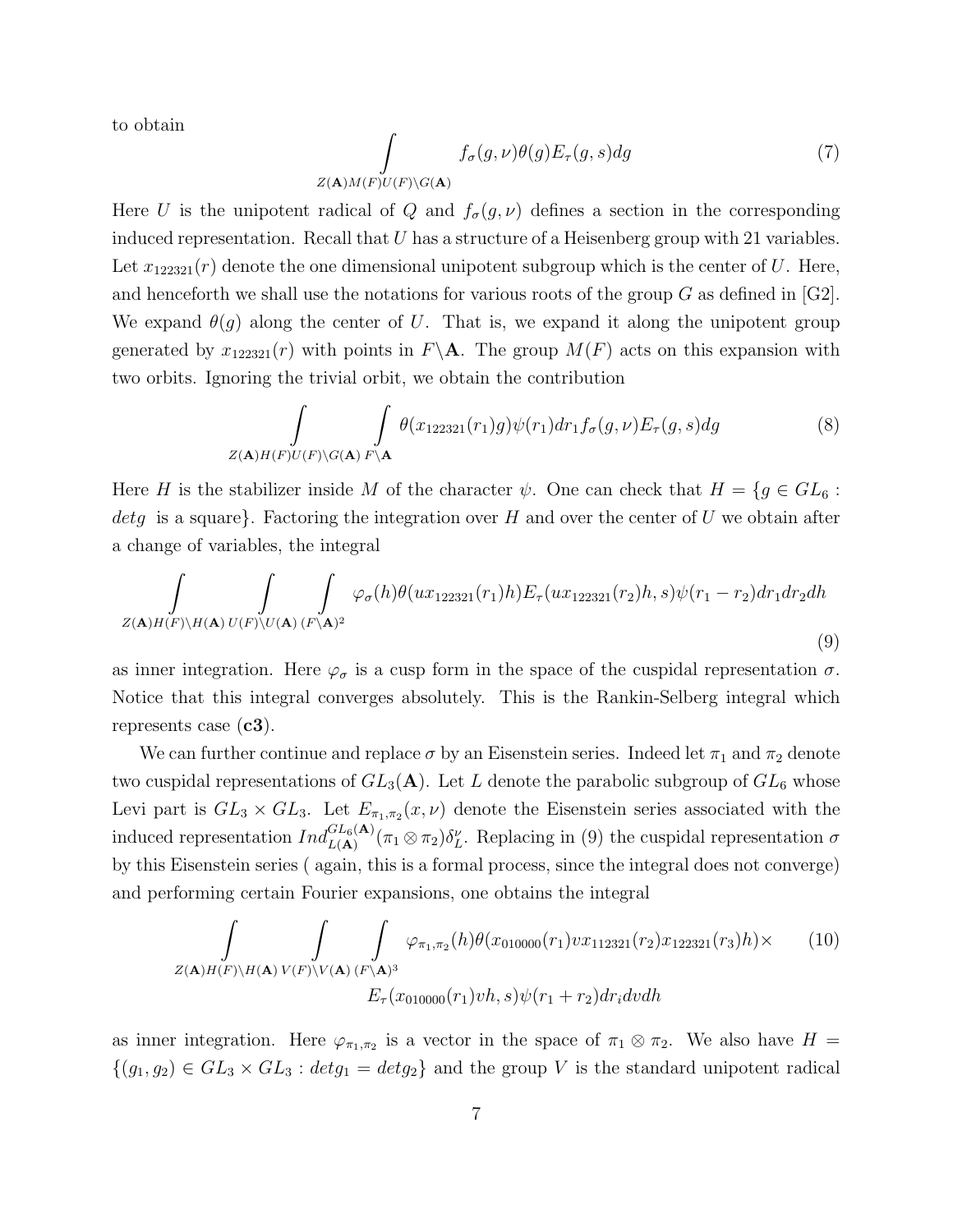to obtain

$$\int\limits_{Z(\mathbf{A})M(F)U(F)\backslash G(\mathbf{A})} f_\sigma(g,\nu)\theta(g)E_\tau(g,s)dg \tag{7}$$

Here $U$ is the unipotent radical of $Q$ and $f_\sigma(g,\nu)$ defines a section in the corresponding induced representation. Recall that $U$ has a structure of a Heisenberg group with 21 variables. Let $x_{122321}(r)$ denote the one dimensional unipotent subgroup which is the center of $U$. Here, and henceforth we shall use the notations for various roots of the group $G$ as defined in [G2]. We expand $\theta(g)$ along the center of $U$. That is, we expand it along the unipotent group generated by $x_{122321}(r)$ with points in $F\backslash\mathbf{A}$. The group $M(F)$ acts on this expansion with two orbits. Ignoring the trivial orbit, we obtain the contribution

$$\int\limits_{Z(\mathbf{A})H(F)U(F)\backslash G(\mathbf{A})}\ \int\limits_{F\backslash\mathbf{A}} \theta(x_{122321}(r_1)g)\psi(r_1)dr_1 f_\sigma(g,\nu)E_\tau(g,s)dg \tag{8}$$

Here $H$ is the stabilizer inside $M$ of the character $\psi$. One can check that $H=\{g\in GL_6 :$ $det g$ is a square$\}$. Factoring the integration over $H$ and over the center of $U$ we obtain after a change of variables, the integral

$$\int\limits_{Z(\mathbf{A})H(F)\backslash H(\mathbf{A})}\ \int\limits_{U(F)\backslash U(\mathbf{A})}\ \int\limits_{(F\backslash\mathbf{A})^2} \varphi_\sigma(h)\theta(ux_{122321}(r_1)h)E_\tau(ux_{122321}(r_2)h,s)\psi(r_1-r_2)dr_1dr_2dh \tag{9}$$

as inner integration. Here $\varphi_\sigma$ is a cusp form in the space of the cuspidal representation $\sigma$. Notice that this integral converges absolutely. This is the Rankin-Selberg integral which represents case (**c3**).

We can further continue and replace $\sigma$ by an Eisenstein series. Indeed let $\pi_1$ and $\pi_2$ denote two cuspidal representations of $GL_3(\mathbf{A})$. Let $L$ denote the parabolic subgroup of $GL_6$ whose Levi part is $GL_3\times GL_3$. Let $E_{\pi_1,\pi_2}(x,\nu)$ denote the Eisenstein series associated with the induced representation $Ind_{L(\mathbf{A})}^{GL_6(\mathbf{A})}(\pi_1\otimes\pi_2)\delta_L^\nu$. Replacing in (9) the cuspidal representation $\sigma$ by this Eisenstein series ( again, this is a formal process, since the integral does not converge) and performing certain Fourier expansions, one obtains the integral

$$\int\limits_{Z(\mathbf{A})H(F)\backslash H(\mathbf{A})}\ \int\limits_{V(F)\backslash V(\mathbf{A})}\ \int\limits_{(F\backslash\mathbf{A})^3} \varphi_{\pi_1,\pi_2}(h)\theta(x_{010000}(r_1)vx_{112321}(r_2)x_{122321}(r_3)h)\times \tag{10}$$
$$E_\tau(x_{010000}(r_1)vh,s)\psi(r_1+r_2)dr_idvdh$$

as inner integration. Here $\varphi_{\pi_1,\pi_2}$ is a vector in the space of $\pi_1\otimes\pi_2$. We also have $H=\{(g_1,g_2)\in GL_3\times GL_3 : detg_1=detg_2\}$ and the group $V$ is the standard unipotent radical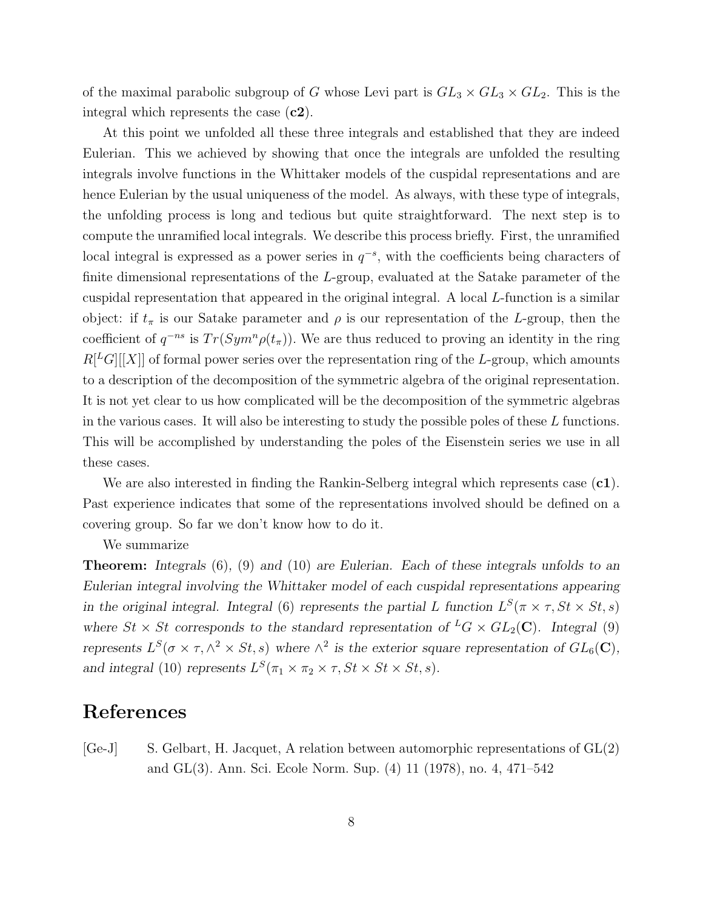of the maximal parabolic subgroup of $G$ whose Levi part is $GL_3 \times GL_3 \times GL_2$. This is the integral which represents the case (**c2**).

At this point we unfolded all these three integrals and established that they are indeed Eulerian. This we achieved by showing that once the integrals are unfolded the resulting integrals involve functions in the Whittaker models of the cuspidal representations and are hence Eulerian by the usual uniqueness of the model. As always, with these type of integrals, the unfolding process is long and tedious but quite straightforward. The next step is to compute the unramified local integrals. We describe this process briefly. First, the unramified local integral is expressed as a power series in $q^{-s}$, with the coefficients being characters of finite dimensional representations of the $L$-group, evaluated at the Satake parameter of the cuspidal representation that appeared in the original integral. A local $L$-function is a similar object: if $t_\pi$ is our Satake parameter and $\rho$ is our representation of the $L$-group, then the coefficient of $q^{-ns}$ is $Tr(Sym^n \rho(t_\pi))$. We are thus reduced to proving an identity in the ring $R[{}^LG][[X]]$ of formal power series over the representation ring of the $L$-group, which amounts to a description of the decomposition of the symmetric algebra of the original representation. It is not yet clear to us how complicated will be the decomposition of the symmetric algebras in the various cases. It will also be interesting to study the possible poles of these $L$ functions. This will be accomplished by understanding the poles of the Eisenstein series we use in all these cases.

We are also interested in finding the Rankin-Selberg integral which represents case (**c1**). Past experience indicates that some of the representations involved should be defined on a covering group. So far we don't know how to do it.

We summarize

**Theorem:** *Integrals* (6), (9) *and* (10) *are Eulerian. Each of these integrals unfolds to an Eulerian integral involving the Whittaker model of each cuspidal representations appearing in the original integral. Integral* (6) *represents the partial L function* $L^S(\pi \times \tau, St \times St, s)$ *where* $St \times St$ *corresponds to the standard representation of* ${}^LG \times GL_2(\mathbf{C})$*. Integral* (9) *represents* $L^S(\sigma \times \tau, \wedge^2 \times St, s)$ *where* $\wedge^2$ *is the exterior square representation of* $GL_6(\mathbf{C})$*, and integral* (10) *represents* $L^S(\pi_1 \times \pi_2 \times \tau, St \times St \times St, s)$*.*

# References

[Ge-J] S. Gelbart, H. Jacquet, A relation between automorphic representations of GL(2) and GL(3). Ann. Sci. Ecole Norm. Sup. (4) 11 (1978), no. 4, 471–542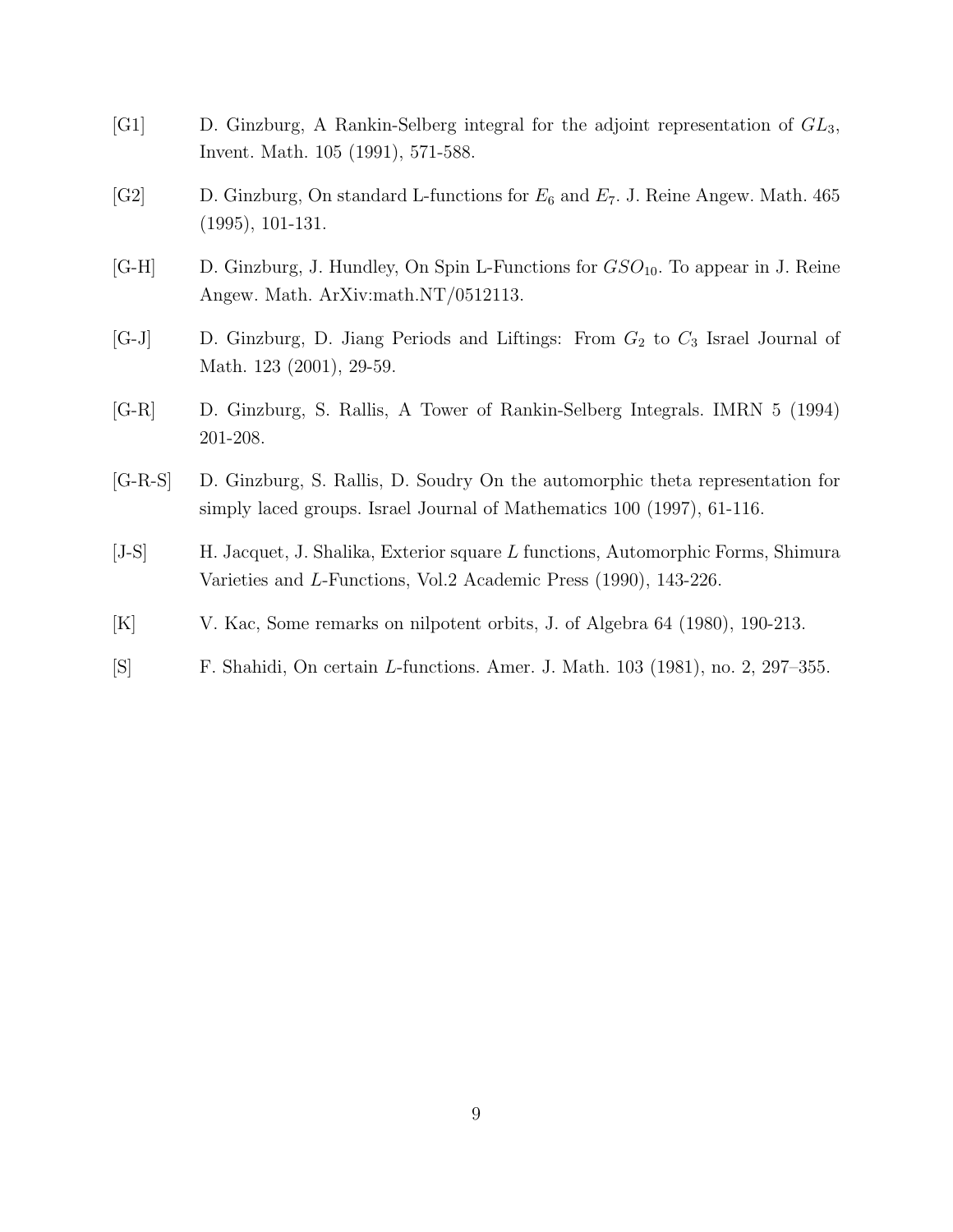[G1] D. Ginzburg, A Rankin-Selberg integral for the adjoint representation of $GL_3$, Invent. Math. 105 (1991), 571-588.

[G2] D. Ginzburg, On standard L-functions for $E_6$ and $E_7$. J. Reine Angew. Math. 465 (1995), 101-131.

[G-H] D. Ginzburg, J. Hundley, On Spin L-Functions for $GSO_{10}$. To appear in J. Reine Angew. Math. ArXiv:math.NT/0512113.

[G-J] D. Ginzburg, D. Jiang Periods and Liftings: From $G_2$ to $C_3$ Israel Journal of Math. 123 (2001), 29-59.

[G-R] D. Ginzburg, S. Rallis, A Tower of Rankin-Selberg Integrals. IMRN 5 (1994) 201-208.

[G-R-S] D. Ginzburg, S. Rallis, D. Soudry On the automorphic theta representation for simply laced groups. Israel Journal of Mathematics 100 (1997), 61-116.

[J-S] H. Jacquet, J. Shalika, Exterior square $L$ functions, Automorphic Forms, Shimura Varieties and $L$-Functions, Vol.2 Academic Press (1990), 143-226.

[K] V. Kac, Some remarks on nilpotent orbits, J. of Algebra 64 (1980), 190-213.

[S] F. Shahidi, On certain $L$-functions. Amer. J. Math. 103 (1981), no. 2, 297–355.